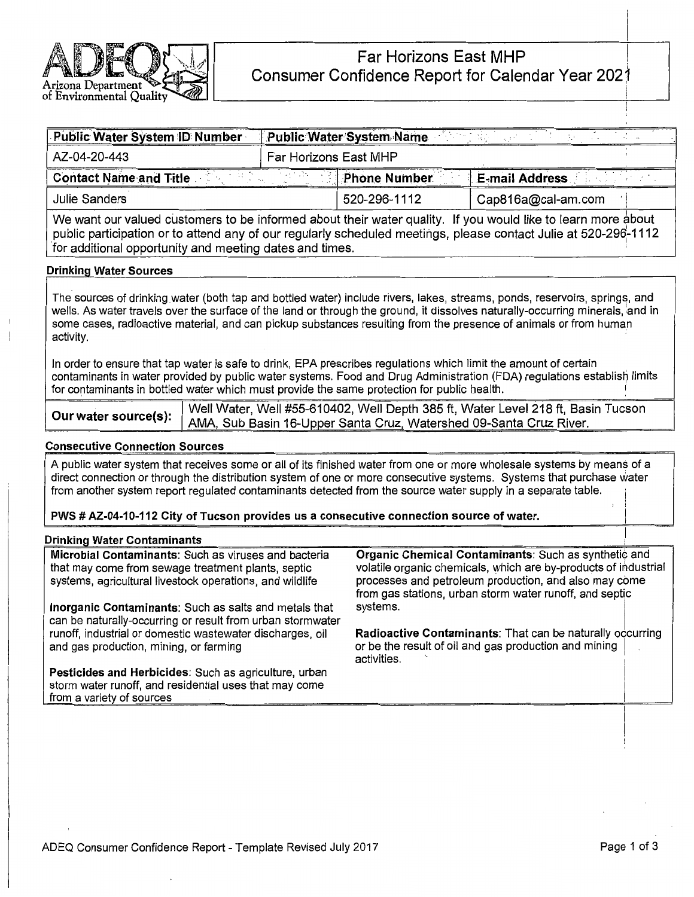# Far Horizons East MHP
## Consumer Confidence Report for Calendar Year 2021

Arizona Department of Environmental Quality

| Public Water System ID Number | Public Water System Name | |
| --- | --- | --- |
| AZ-04-20-443 | Far Horizons East MHP | |
| **Contact Name and Title** | **Phone Number** | **E-mail Address** |
| Julie Sanders | 520-296-1112 | Cap816a@cal-am.com |

We want our valued customers to be informed about their water quality. If you would like to learn more about public participation or to attend any of our regularly scheduled meetings, please contact Julie at 520-296-1112 for additional opportunity and meeting dates and times.

### Drinking Water Sources

The sources of drinking water (both tap and bottled water) include rivers, lakes, streams, ponds, reservoirs, springs, and wells. As water travels over the surface of the land or through the ground, it dissolves naturally-occurring minerals, and in some cases, radioactive material, and can pickup substances resulting from the presence of animals or from human activity.

In order to ensure that tap water is safe to drink, EPA prescribes regulations which limit the amount of certain contaminants in water provided by public water systems. Food and Drug Administration (FDA) regulations establish limits for contaminants in bottled water which must provide the same protection for public health.

| Our water source(s): | Well Water, Well #55-610402, Well Depth 385 ft, Water Level 218 ft, Basin Tucson AMA, Sub Basin 16-Upper Santa Cruz, Watershed 09-Santa Cruz River. |
| --- | --- |

### Consecutive Connection Sources

A public water system that receives some or all of its finished water from one or more wholesale systems by means of a direct connection or through the distribution system of one or more consecutive systems. Systems that purchase water from another system report regulated contaminants detected from the source water supply in a separate table.

**PWS # AZ-04-10-112 City of Tucson provides us a consecutive connection source of water.**

### Drinking Water Contaminants

**Microbial Contaminants**: Such as viruses and bacteria that may come from sewage treatment plants, septic systems, agricultural livestock operations, and wildlife

**Inorganic Contaminants**: Such as salts and metals that can be naturally-occurring or result from urban stormwater runoff, industrial or domestic wastewater discharges, oil and gas production, mining, or farming

**Pesticides and Herbicides**: Such as agriculture, urban storm water runoff, and residential uses that may come from a variety of sources

**Organic Chemical Contaminants**: Such as synthetic and volatile organic chemicals, which are by-products of industrial processes and petroleum production, and also may come from gas stations, urban storm water runoff, and septic systems.

**Radioactive Contaminants**: That can be naturally occurring or be the result of oil and gas production and mining activities.

ADEQ Consumer Confidence Report - Template Revised July 2017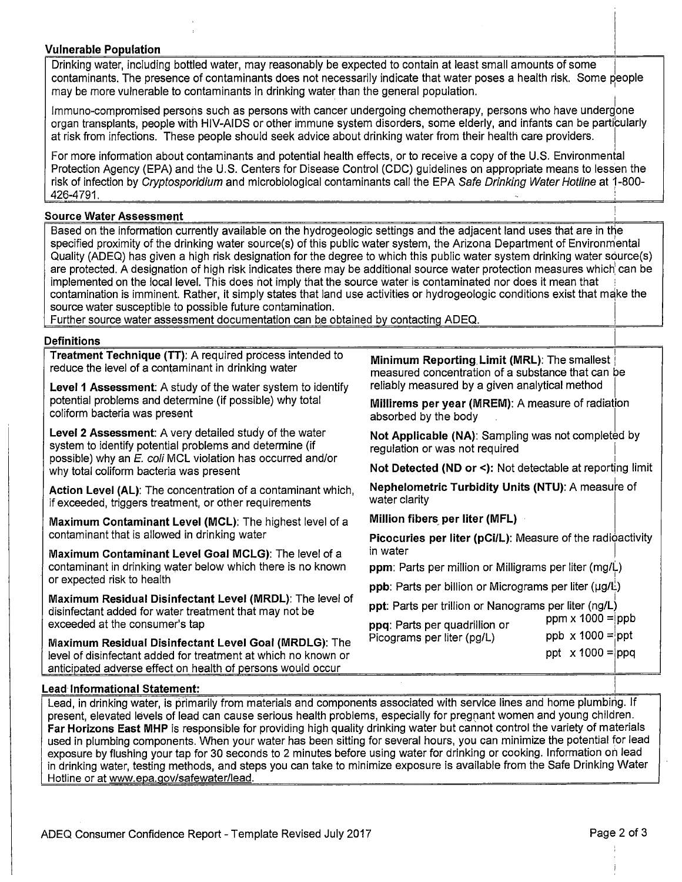## Vulnerable Population

Drinking water, including bottled water, may reasonably be expected to contain at least small amounts of some contaminants. The presence of contaminants does not necessarily indicate that water poses a health risk. Some people may be more vulnerable to contaminants in drinking water than the general population.

Immuno-compromised persons such as persons with cancer undergoing chemotherapy, persons who have undergone organ transplants, people with HIV-AIDS or other immune system disorders, some elderly, and infants can be particularly at risk from infections. These people should seek advice about drinking water from their health care providers.

For more information about contaminants and potential health effects, or to receive a copy of the U.S. Environmental Protection Agency (EPA) and the U.S. Centers for Disease Control (CDC) guidelines on appropriate means to lessen the risk of infection by *Cryptosporidium* and microbiological contaminants call the EPA *Safe Drinking Water Hotline* at 1-800-426-4791.

## Source Water Assessment

Based on the information currently available on the hydrogeologic settings and the adjacent land uses that are in the specified proximity of the drinking water source(s) of this public water system, the Arizona Department of Environmental Quality (ADEQ) has given a high risk designation for the degree to which this public water system drinking water source(s) are protected. A designation of high risk indicates there may be additional source water protection measures which can be implemented on the local level. This does not imply that the source water is contaminated nor does it mean that contamination is imminent. Rather, it simply states that land use activities or hydrogeologic conditions exist that make the source water susceptible to possible future contamination.

Further source water assessment documentation can be obtained by contacting ADEQ.

## Definitions

**Treatment Technique (TT)**: A required process intended to reduce the level of a contaminant in drinking water

**Level 1 Assessment**: A study of the water system to identify potential problems and determine (if possible) why total coliform bacteria was present

**Level 2 Assessment**: A very detailed study of the water system to identify potential problems and determine (if possible) why an *E. coli* MCL violation has occurred and/or why total coliform bacteria was present

**Action Level (AL)**: The concentration of a contaminant which, if exceeded, triggers treatment, or other requirements

**Maximum Contaminant Level (MCL)**: The highest level of a contaminant that is allowed in drinking water

**Maximum Contaminant Level Goal MCLG)**: The level of a contaminant in drinking water below which there is no known or expected risk to health

**Maximum Residual Disinfectant Level (MRDL)**: The level of disinfectant added for water treatment that may not be exceeded at the consumer's tap

**Maximum Residual Disinfectant Level Goal (MRDLG)**: The level of disinfectant added for treatment at which no known or anticipated adverse effect on health of persons would occur

**Minimum Reporting Limit (MRL)**: The smallest measured concentration of a substance that can be reliably measured by a given analytical method

**Millirems per year (MREM)**: A measure of radiation absorbed by the body

**Not Applicable (NA)**: Sampling was not completed by regulation or was not required

**Not Detected (ND or <)**: Not detectable at reporting limit

**Nephelometric Turbidity Units (NTU)**: A measure of water clarity

**Million fibers per liter (MFL)**

**Picocuries per liter (pCi/L)**: Measure of the radioactivity in water

**ppm**: Parts per million or Milligrams per liter (mg/L)

**ppb**: Parts per billion or Micrograms per liter (µg/L)

**ppt**: Parts per trillion or Nanograms per liter (ng/L)

**ppq**: Parts per quadrillion or Picograms per liter (pg/L)

ppm x 1000 = ppb

ppb x 1000 = ppt

ppt x 1000 = ppq

## Lead Informational Statement:

Lead, in drinking water, is primarily from materials and components associated with service lines and home plumbing. If present, elevated levels of lead can cause serious health problems, especially for pregnant women and young children. **Far Horizons East MHP** is responsible for providing high quality drinking water but cannot control the variety of materials used in plumbing components. When your water has been sitting for several hours, you can minimize the potential for lead exposure by flushing your tap for 30 seconds to 2 minutes before using water for drinking or cooking. Information on lead in drinking water, testing methods, and steps you can take to minimize exposure is available from the Safe Drinking Water Hotline or at www.epa.gov/safewater/lead.

ADEQ Consumer Confidence Report - Template Revised July 2017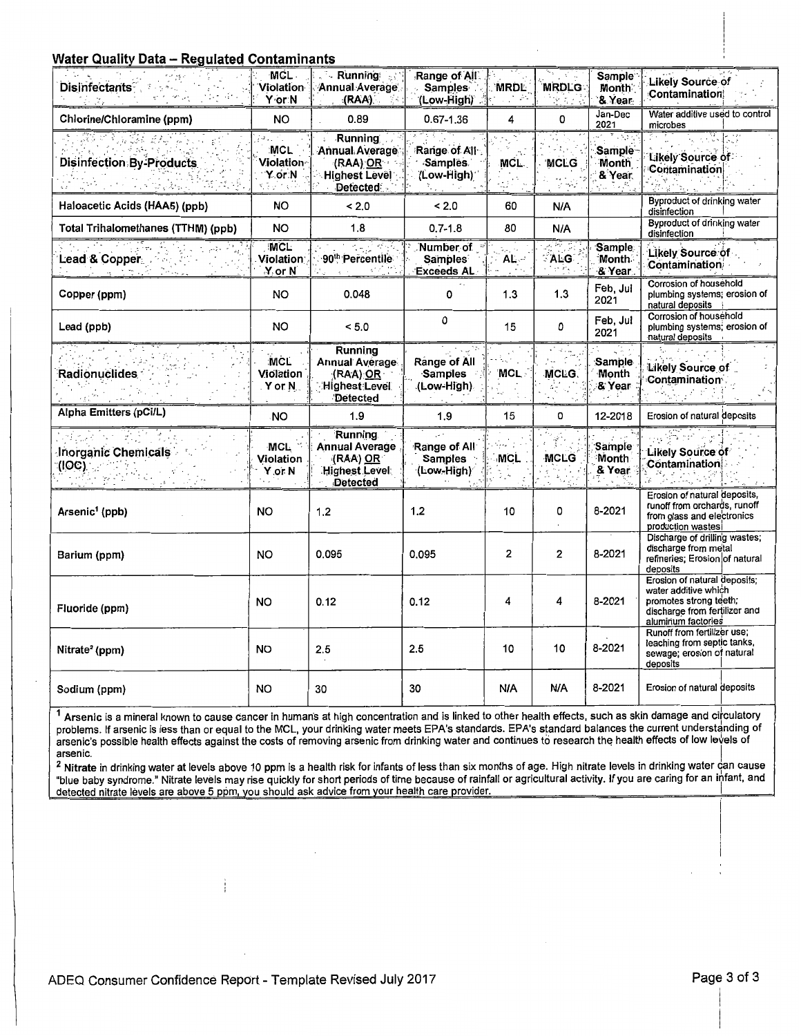## Water Quality Data – Regulated Contaminants

| Disinfectants | MCL Violation Y or N | Running Annual Average (RAA) | Range of All Samples (Low-High) | MRDL | MRDLG | Sample Month & Year | Likely Source of Contamination |
|---|---|---|---|---|---|---|---|
| Chlorine/Chloramine (ppm) | NO | 0.89 | 0.67-1.36 | 4 | 0 | Jan-Dec 2021 | Water additive used to control microbes |
| **Disinfection By-Products** | **MCL Violation Y or N** | **Running Annual Average (RAA) OR Highest Level Detected** | **Range of All Samples (Low-High)** | **MCL** | **MCLG** | **Sample Month & Year** | **Likely Source of Contamination** |
| Haloacetic Acids (HAA5) (ppb) | NO | < 2.0 | < 2.0 | 60 | N/A | | Byproduct of drinking water disinfection |
| Total Trihalomethanes (TTHM) (ppb) | NO | 1.8 | 0.7-1.8 | 80 | N/A | | Byproduct of drinking water disinfection |
| **Lead & Copper** | **MCL Violation Y or N** | **90th Percentile** | **Number of Samples Exceeds AL** | **AL** | **ALG** | **Sample Month & Year** | **Likely Source of Contamination** |
| Copper (ppm) | NO | 0.048 | 0 | 1.3 | 1.3 | Feb, Jul 2021 | Corrosion of household plumbing systems; erosion of natural deposits |
| Lead (ppb) | NO | < 5.0 | 0 | 15 | 0 | Feb, Jul 2021 | Corrosion of household plumbing systems; erosion of natural deposits |
| **Radionuclides** | **MCL Violation Y or N** | **Running Annual Average (RAA) OR Highest Level Detected** | **Range of All Samples (Low-High)** | **MCL** | **MCLG** | **Sample Month & Year** | **Likely Source of Contamination** |
| Alpha Emitters (pCi/L) | NO | 1.9 | 1.9 | 15 | 0 | 12-2018 | Erosion of natural deposits |
| **Inorganic Chemicals (IOC)** | **MCL Violation Y or N** | **Running Annual Average (RAA) OR Highest Level Detected** | **Range of All Samples (Low-High)** | **MCL** | **MCLG** | **Sample Month & Year** | **Likely Source of Contamination** |
| Arsenic[1] (ppb) | NO | 1.2 | 1.2 | 10 | 0 | 8-2021 | Erosion of natural deposits, runoff from orchards, runoff from glass and electronics production wastes |
| Barium (ppm) | NO | 0.095 | 0.095 | 2 | 2 | 8-2021 | Discharge of drilling wastes; discharge from metal refineries; Erosion of natural deposits |
| Fluoride (ppm) | NO | 0.12 | 0.12 | 4 | 4 | 8-2021 | Erosion of natural deposits; water additive which promotes strong teeth; discharge from fertilizer and aluminum factories |
| Nitrate[2] (ppm) | NO | 2.5 | 2.5 | 10 | 10 | 8-2021 | Runoff from fertilizer use; leaching from septic tanks, sewage; erosion of natural deposits |
| Sodium (ppm) | NO | 30 | 30 | N/A | N/A | 8-2021 | Erosion of natural deposits |

[1] **Arsenic** is a mineral known to cause cancer in humans at high concentration and is linked to other health effects, such as skin damage and circulatory problems. If arsenic is less than or equal to the MCL, your drinking water meets EPA's standards. EPA's standard balances the current understanding of arsenic's possible health effects against the costs of removing arsenic from drinking water and continues to research the health effects of low levels of arsenic.

[2] **Nitrate** in drinking water at levels above 10 ppm is a health risk for infants of less than six months of age. High nitrate levels in drinking water can cause "blue baby syndrome." Nitrate levels may rise quickly for short periods of time because of rainfall or agricultural activity. If you are caring for an infant, and detected nitrate levels are above 5 ppm, you should ask advice from your health care provider.

ADEQ Consumer Confidence Report - Template Revised July 2017